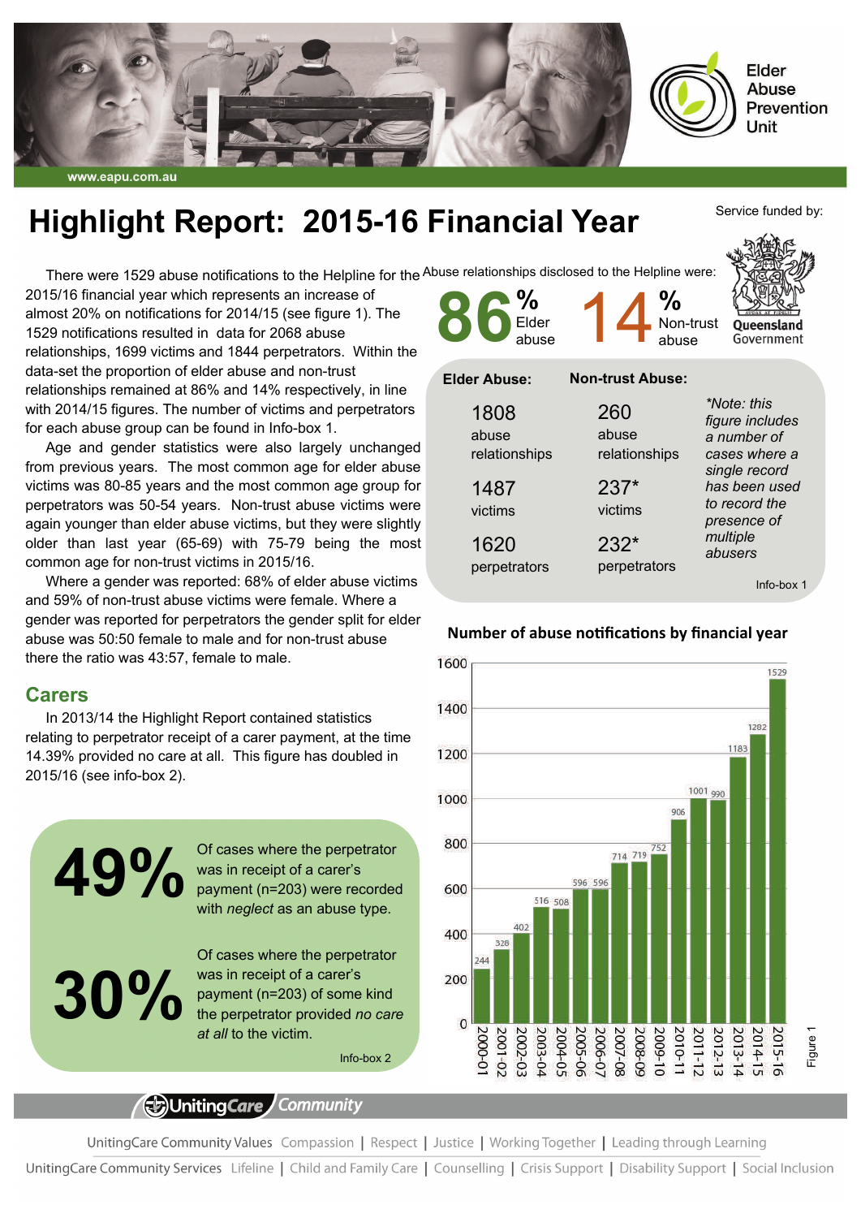Elder Abuse Prevention Unit

www.eapu.com.au

# Highlight Report: 2015-16 Financial Year

Service funded by: Queensland Government

There were 1529 abuse notifications to the Helpline for the 2015/16 financial year which represents an increase of almost 20% on notifications for 2014/15 (see figure 1). The 1529 notifications resulted in data for 2068 abuse relationships, 1699 victims and 1844 perpetrators. Within the data-set the proportion of elder abuse and non-trust relationships remained at 86% and 14% respectively, in line with 2014/15 figures. The number of victims and perpetrators for each abuse group can be found in Info-box 1.

Age and gender statistics were also largely unchanged from previous years. The most common age for elder abuse victims was 80-85 years and the most common age group for perpetrators was 50-54 years. Non-trust abuse victims were again younger than elder abuse victims, but they were slightly older than last year (65-69) with 75-79 being the most common age for non-trust victims in 2015/16.

Where a gender was reported: 68% of elder abuse victims and 59% of non-trust abuse victims were female. Where a gender was reported for perpetrators the gender split for elder abuse was 50:50 female to male and for non-trust abuse there the ratio was 43:57, female to male.

Abuse relationships disclosed to the Helpline were:

**86%** Elder abuse **14%** Non-trust abuse

| Elder Abuse: | Non-trust Abuse: |
|---|---|
| 1808 abuse relationships | 260 abuse relationships |
| 1487 victims | 237* victims |
| 1620 perpetrators | 232* perpetrators |

*\*Note: this figure includes a number of cases where a single record has been used to record the presence of multiple abusers*

Info-box 1

## Carers

In 2013/14 the Highlight Report contained statistics relating to perpetrator receipt of a carer payment, at the time 14.39% provided no care at all. This figure has doubled in 2015/16 (see info-box 2).

**49%** Of cases where the perpetrator was in receipt of a carer's payment (n=203) were recorded with *neglect* as an abuse type.

**30%** Of cases where the perpetrator was in receipt of a carer's payment (n=203) of some kind the perpetrator provided *no care at all* to the victim.

Info-box 2

**Number of abuse notifications by financial year**

| Financial year | Notifications |
|---|---|
| 2000-01 | 244 |
| 2001-02 | 328 |
| 2002-03 | 402 |
| 2003-04 | 516 |
| 2004-05 | 508 |
| 2005-06 | 596 |
| 2006-07 | 596 |
| 2007-08 | 714 |
| 2008-09 | 719 |
| 2009-10 | 752 |
| 2010-11 | 906 |
| 2011-12 | 1001 |
| 2012-13 | 990 |
| 2013-14 | 1183 |
| 2014-15 | 1282 |
| 2015-16 | 1529 |

Figure 1

UnitingCare Community

UnitingCare Community Values Compassion | Respect | Justice | Working Together | Leading through Learning

UnitingCare Community Services Lifeline | Child and Family Care | Counselling | Crisis Support | Disability Support | Social Inclusion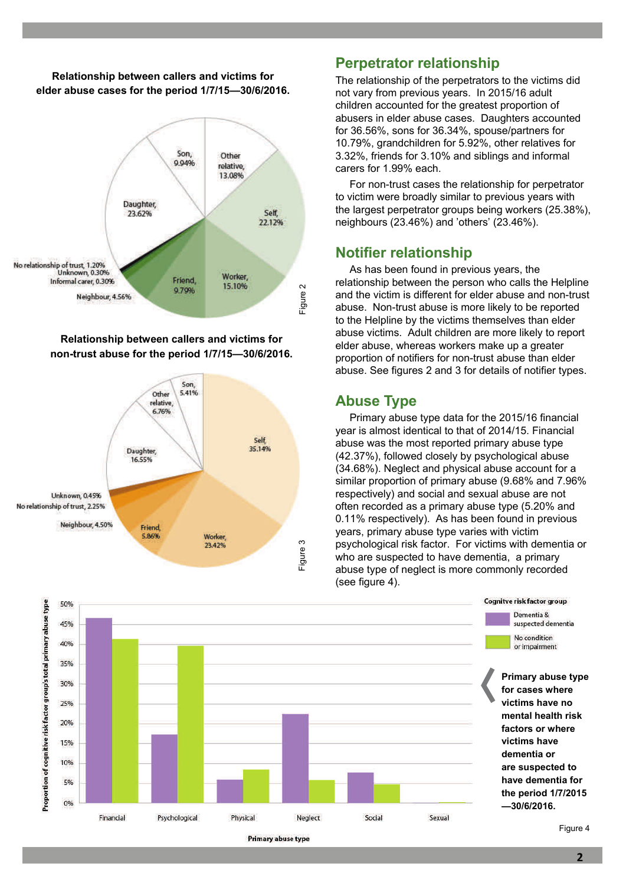**Relationship between callers and victims for elder abuse cases for the period 1/7/15—30/6/2016.**

Son, 9.94%
Other relative, 13.08%
Self, 22.12%
Worker, 15.10%
Friend, 9.79%
Neighbour, 4.56%
Informal carer, 0.30%
Unknown, 0.30%
No relationship of trust, 1.20%
Daughter, 23.62%

Figure 2

**Relationship between callers and victims for non-trust abuse for the period 1/7/15—30/6/2016.**

Son, 5.41%
Other relative, 6.76%
Self, 35.14%
Worker, 23.42%
Friend, 5.86%
Neighbour, 4.50%
No relationship of trust, 2.25%
Unknown, 0.45%
Daughter, 16.55%

Figure 3

## Perpetrator relationship

The relationship of the perpetrators to the victims did not vary from previous years. In 2015/16 adult children accounted for the greatest proportion of abusers in elder abuse cases. Daughters accounted for 36.56%, sons for 36.34%, spouse/partners for 10.79%, grandchildren for 5.92%, other relatives for 3.32%, friends for 3.10% and siblings and informal carers for 1.99% each.

For non-trust cases the relationship for perpetrator to victim were broadly similar to previous years with the largest perpetrator groups being workers (25.38%), neighbours (23.46%) and 'others' (23.46%).

## Notifier relationship

As has been found in previous years, the relationship between the person who calls the Helpline and the victim is different for elder abuse and non-trust abuse. Non-trust abuse is more likely to be reported to the Helpline by the victims themselves than elder abuse victims. Adult children are more likely to report elder abuse, whereas workers make up a greater proportion of notifiers for non-trust abuse than elder abuse. See figures 2 and 3 for details of notifier types.

## Abuse Type

Primary abuse type data for the 2015/16 financial year is almost identical to that of 2014/15. Financial abuse was the most reported primary abuse type (42.37%), followed closely by psychological abuse (34.68%). Neglect and physical abuse account for a similar proportion of primary abuse (9.68% and 7.96% respectively) and social and sexual abuse are not often recorded as a primary abuse type (5.20% and 0.11% respectively). As has been found in previous years, primary abuse type varies with victim psychological risk factor. For victims with dementia or who are suspected to have dementia, a primary abuse type of neglect is more commonly recorded (see figure 4).

Proportion of cognitive risk factor group's total primary abuse type

50%
45%
40%
35%
30%
25%
20%
15%
10%
5%
0%

Financial
Psychological
Physical
Neglect
Social
Sexual

Primary abuse type

Cognitve risk factor group
Dementia & suspected dementia
No condition or impairment

**Primary abuse type for cases where victims have no mental health risk factors or where victims have dementia or are suspected to have dementia for the period 1/7/2015—30/6/2016.**

Figure 4